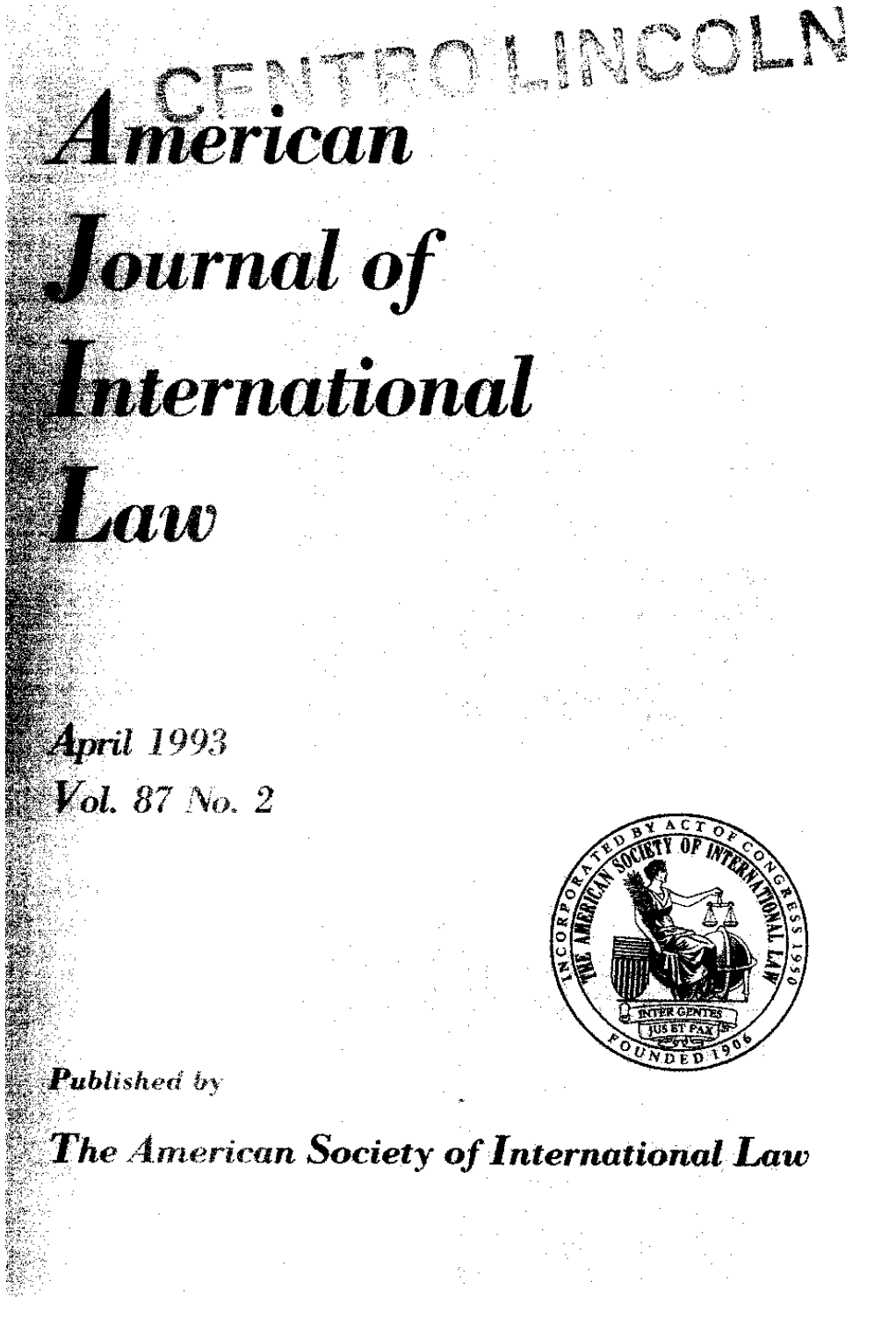CENTRO LINCOLN

# American Journal of International Law

April 1993
Vol. 87 No. 2

INCORPORATED BY ACT OF CONGRESS 1950
THE AMERICAN SOCIETY OF INTERNATIONAL LAW
INTER GENTES JUS ET PAX
FOUNDED 1906

*Published by*

*The American Society of International Law*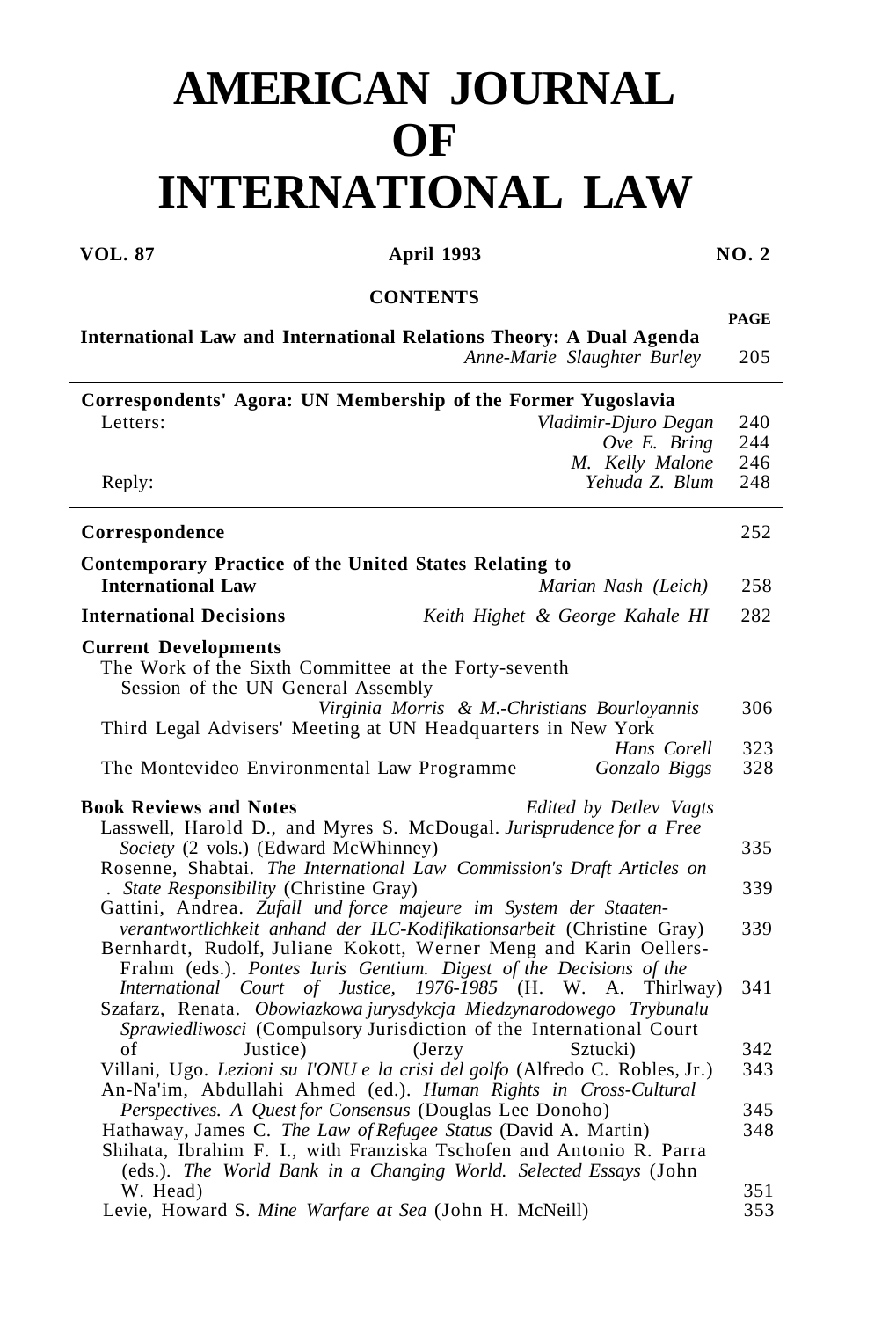# AMERICAN JOURNAL OF INTERNATIONAL LAW

**VOL. 87** **April 1993** **NO. 2**

**CONTENTS**

| | | PAGE |
|---|---|---|
| **International Law and International Relations Theory: A Dual Agenda** | *Anne-Marie Slaughter Burley* | 205 |
| **Correspondents' Agora: UN Membership of the Former Yugoslavia** | | |
| Letters: | *Vladimir-Djuro Degan* | 240 |
| | *Ove E. Bring* | 244 |
| | *M. Kelly Malone* | 246 |
| Reply: | *Yehuda Z. Blum* | 248 |
| **Correspondence** | | 252 |
| **Contemporary Practice of the United States Relating to International Law** | *Marian Nash (Leich)* | 258 |
| **International Decisions** | *Keith Highet & George Kahale III* | 282 |
| **Current Developments** | | |
| The Work of the Sixth Committee at the Forty-seventh Session of the UN General Assembly | *Virginia Morris & M.-Christiane Bourloyannis* | 306 |
| Third Legal Advisers' Meeting at UN Headquarters in New York | *Hans Corell* | 323 |
| The Montevideo Environmental Law Programme | *Gonzalo Biggs* | 328 |
| **Book Reviews and Notes** | *Edited by Detlev Vagts* | |
| Lasswell, Harold D., and Myres S. McDougal. *Jurisprudence for a Free Society* (2 vols.) (Edward McWhinney) | | 335 |
| Rosenne, Shabtai. *The International Law Commission's Draft Articles on State Responsibility* (Christine Gray) | | 339 |
| Gattini, Andrea. *Zufall und force majeure im System der Staatenverantwortlichkeit anhand der ILC-Kodifikationsarbeit* (Christine Gray) | | 339 |
| Bernhardt, Rudolf, Juliane Kokott, Werner Meng and Karin Oellers-Frahm (eds.). *Pontes Iuris Gentium. Digest of the Decisions of the International Court of Justice, 1976-1985* (H. W. A. Thirlway) | | 341 |
| Szafarz, Renata. *Obowiazkowa jurysdykcja Miedzynarodowego Trybunalu Sprawiedliwosci* (Compulsory Jurisdiction of the International Court of Justice) (Jerzy Sztucki) | | 342 |
| Villani, Ugo. *Lezioni su l'ONU e la crisi del golfo* (Alfredo C. Robles, Jr.) | | 343 |
| An-Na'im, Abdullahi Ahmed (ed.). *Human Rights in Cross-Cultural Perspectives. A Quest for Consensus* (Douglas Lee Donoho) | | 345 |
| Hathaway, James C. *The Law of Refugee Status* (David A. Martin) | | 348 |
| Shihata, Ibrahim F. I., with Franziska Tschofen and Antonio R. Parra (eds.). *The World Bank in a Changing World. Selected Essays* (John W. Head) | | 351 |
| Levie, Howard S. *Mine Warfare at Sea* (John H. McNeill) | | 353 |